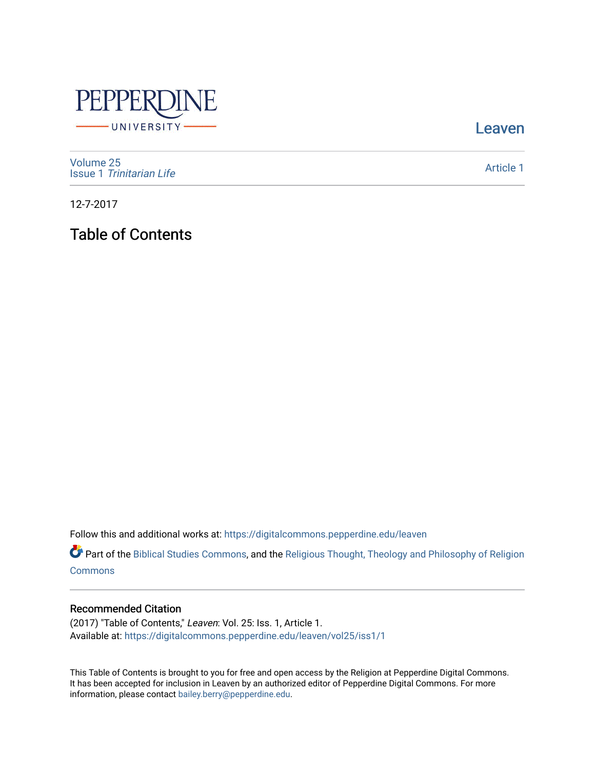Pepperdine University

Leaven

Volume 25
Issue 1 *Trinitarian Life*

Article 1

12-7-2017

# Table of Contents

Follow this and additional works at: https://digitalcommons.pepperdine.edu/leaven

Part of the Biblical Studies Commons, and the Religious Thought, Theology and Philosophy of Religion Commons

## Recommended Citation

(2017) "Table of Contents," *Leaven*: Vol. 25: Iss. 1, Article 1.
Available at: https://digitalcommons.pepperdine.edu/leaven/vol25/iss1/1

This Table of Contents is brought to you for free and open access by the Religion at Pepperdine Digital Commons. It has been accepted for inclusion in Leaven by an authorized editor of Pepperdine Digital Commons. For more information, please contact bailey.berry@pepperdine.edu.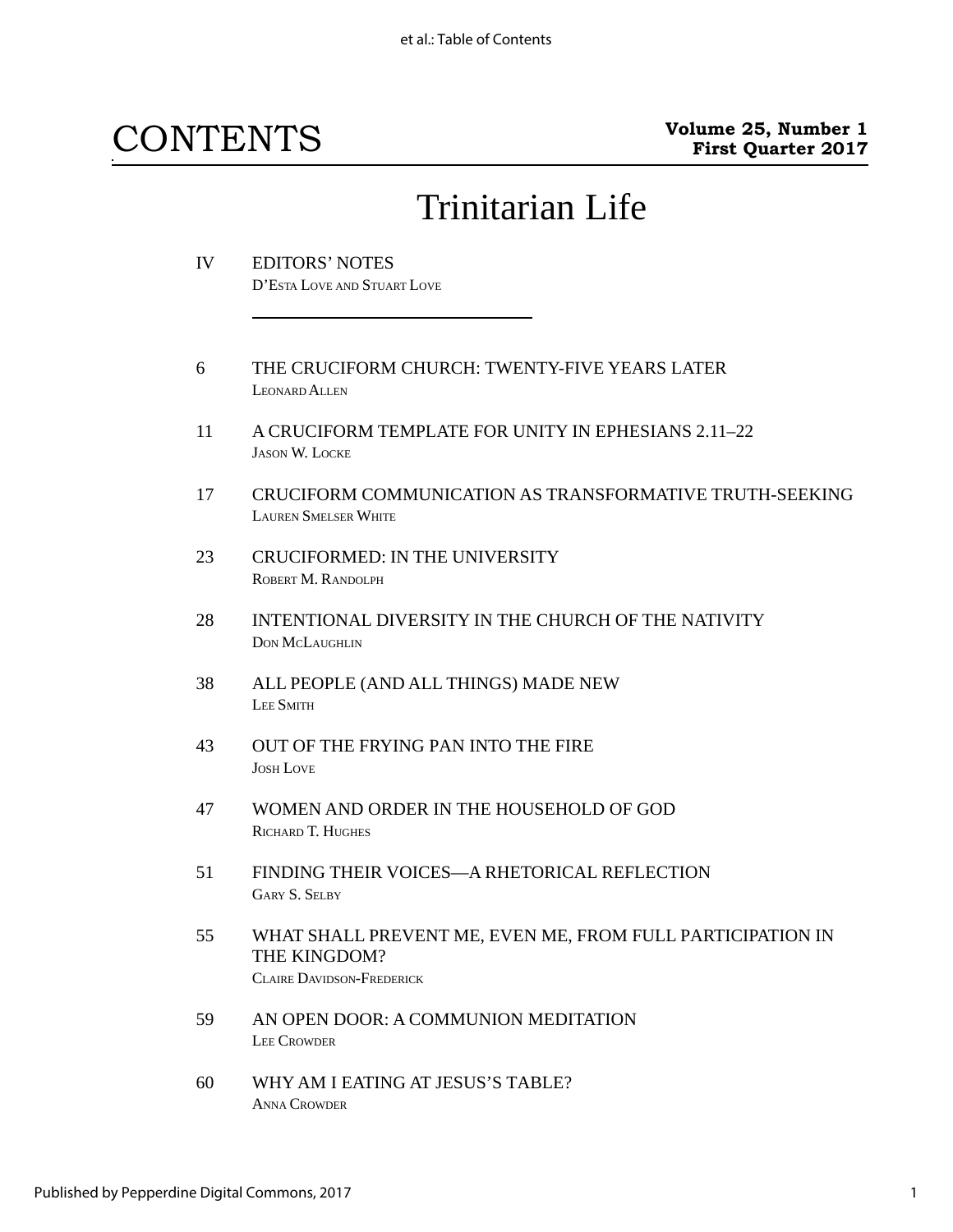# CONTENTS

**Volume 25, Number 1**
**First Quarter 2017**

## Trinitarian Life

IV EDITORS' NOTES
D'Esta Love and Stuart Love

---

6 THE CRUCIFORM CHURCH: TWENTY-FIVE YEARS LATER
Leonard Allen

11 A CRUCIFORM TEMPLATE FOR UNITY IN EPHESIANS 2.11–22
Jason W. Locke

17 CRUCIFORM COMMUNICATION AS TRANSFORMATIVE TRUTH-SEEKING
Lauren Smelser White

23 CRUCIFORMED: IN THE UNIVERSITY
Robert M. Randolph

28 INTENTIONAL DIVERSITY IN THE CHURCH OF THE NATIVITY
Don McLaughlin

38 ALL PEOPLE (AND ALL THINGS) MADE NEW
Lee Smith

43 OUT OF THE FRYING PAN INTO THE FIRE
Josh Love

47 WOMEN AND ORDER IN THE HOUSEHOLD OF GOD
Richard T. Hughes

51 FINDING THEIR VOICES—A RHETORICAL REFLECTION
Gary S. Selby

55 WHAT SHALL PREVENT ME, EVEN ME, FROM FULL PARTICIPATION IN THE KINGDOM?
Claire Davidson-Frederick

59 AN OPEN DOOR: A COMMUNION MEDITATION
Lee Crowder

60 WHY AM I EATING AT JESUS'S TABLE?
Anna Crowder